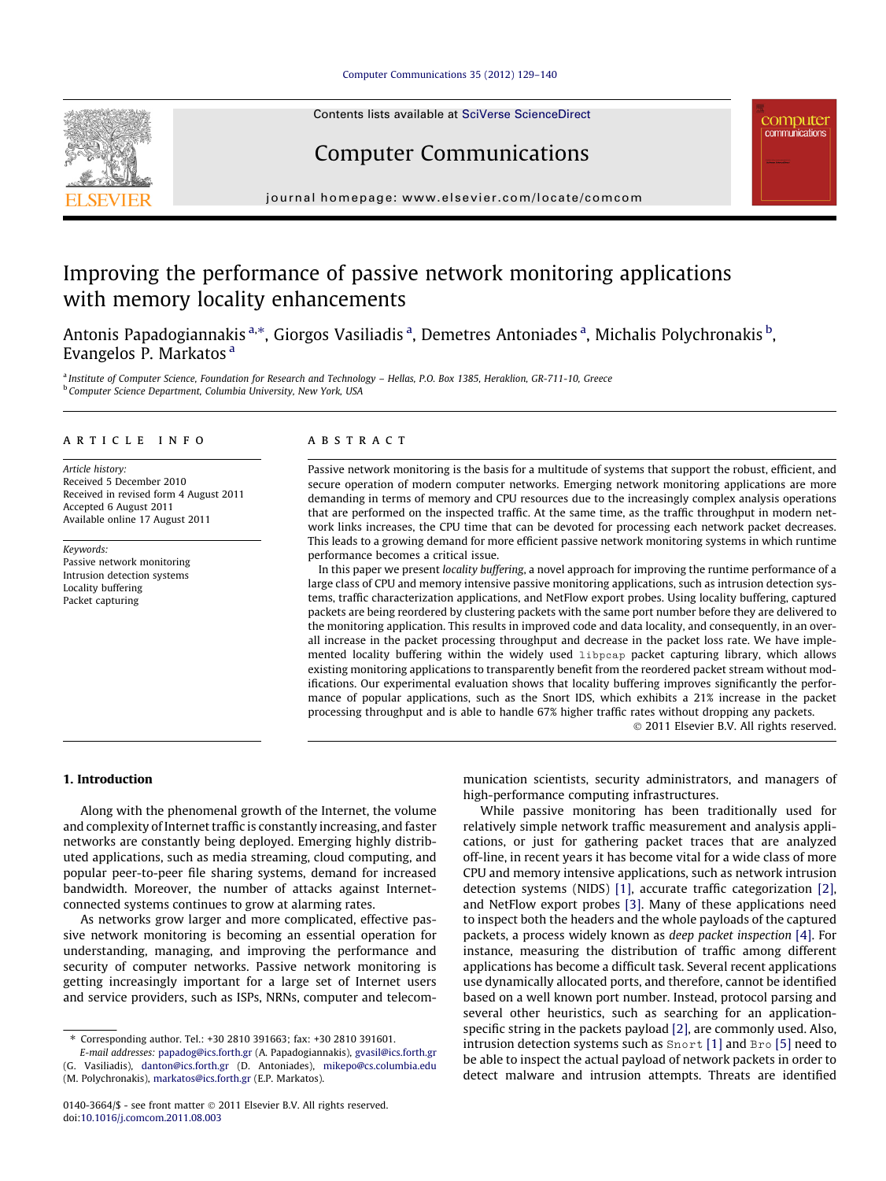# Improving the performance of passive network monitoring applications with memory locality enhancements

Antonis Papadogiannakis [a,*], Giorgos Vasiliadis [a], Demetres Antoniades [a], Michalis Polychronakis [b], Evangelos P. Markatos [a]

[a] Institute of Computer Science, Foundation for Research and Technology – Hellas, P.O. Box 1385, Heraklion, GR-711-10, Greece
[b] Computer Science Department, Columbia University, New York, USA

## ARTICLE INFO

*Article history:*
Received 5 December 2010
Received in revised form 4 August 2011
Accepted 6 August 2011
Available online 17 August 2011

*Keywords:*
Passive network monitoring
Intrusion detection systems
Locality buffering
Packet capturing

## ABSTRACT

Passive network monitoring is the basis for a multitude of systems that support the robust, efficient, and secure operation of modern computer networks. Emerging network monitoring applications are more demanding in terms of memory and CPU resources due to the increasingly complex analysis operations that are performed on the inspected traffic. At the same time, as the traffic throughput in modern network links increases, the CPU time that can be devoted for processing each network packet decreases. This leads to a growing demand for more efficient passive network monitoring systems in which runtime performance becomes a critical issue.

In this paper we present *locality buffering*, a novel approach for improving the runtime performance of a large class of CPU and memory intensive passive monitoring applications, such as intrusion detection systems, traffic characterization applications, and NetFlow export probes. Using locality buffering, captured packets are being reordered by clustering packets with the same port number before they are delivered to the monitoring application. This results in improved code and data locality, and consequently, in an overall increase in the packet processing throughput and decrease in the packet loss rate. We have implemented locality buffering within the widely used `libpcap` packet capturing library, which allows existing monitoring applications to transparently benefit from the reordered packet stream without modifications. Our experimental evaluation shows that locality buffering improves significantly the performance of popular applications, such as the Snort IDS, which exhibits a 21% increase in the packet processing throughput and is able to handle 67% higher traffic rates without dropping any packets.

© 2011 Elsevier B.V. All rights reserved.

## 1. Introduction

Along with the phenomenal growth of the Internet, the volume and complexity of Internet traffic is constantly increasing, and faster networks are constantly being deployed. Emerging highly distributed applications, such as media streaming, cloud computing, and popular peer-to-peer file sharing systems, demand for increased bandwidth. Moreover, the number of attacks against Internet-connected systems continues to grow at alarming rates.

As networks grow larger and more complicated, effective passive network monitoring is becoming an essential operation for understanding, managing, and improving the performance and security of computer networks. Passive network monitoring is getting increasingly important for a large set of Internet users and service providers, such as ISPs, NRNs, computer and telecommunication scientists, security administrators, and managers of high-performance computing infrastructures.

While passive monitoring has been traditionally used for relatively simple network traffic measurement and analysis applications, or just for gathering packet traces that are analyzed off-line, in recent years it has become vital for a wide class of more CPU and memory intensive applications, such as network intrusion detection systems (NIDS) [1], accurate traffic categorization [2], and NetFlow export probes [3]. Many of these applications need to inspect both the headers and the whole payloads of the captured packets, a process widely known as *deep packet inspection* [4]. For instance, measuring the distribution of traffic among different applications has become a difficult task. Several recent applications use dynamically allocated ports, and therefore, cannot be identified based on a well known port number. Instead, protocol parsing and several other heuristics, such as searching for an application-specific string in the packets payload [2], are commonly used. Also, intrusion detection systems such as `Snort` [1] and `Bro` [5] need to be able to inspect the actual payload of network packets in order to detect malware and intrusion attempts. Threats are identified

* Corresponding author. Tel.: +30 2810 391663; fax: +30 2810 391601.
*E-mail addresses:* papadog@ics.forth.gr (A. Papadogiannakis), gvasil@ics.forth.gr (G. Vasiliadis), danton@ics.forth.gr (D. Antoniades), mikepo@cs.columbia.edu (M. Polychronakis), markatos@ics.forth.gr (E.P. Markatos).

0140-3664/$ - see front matter © 2011 Elsevier B.V. All rights reserved.
doi:10.1016/j.comcom.2011.08.003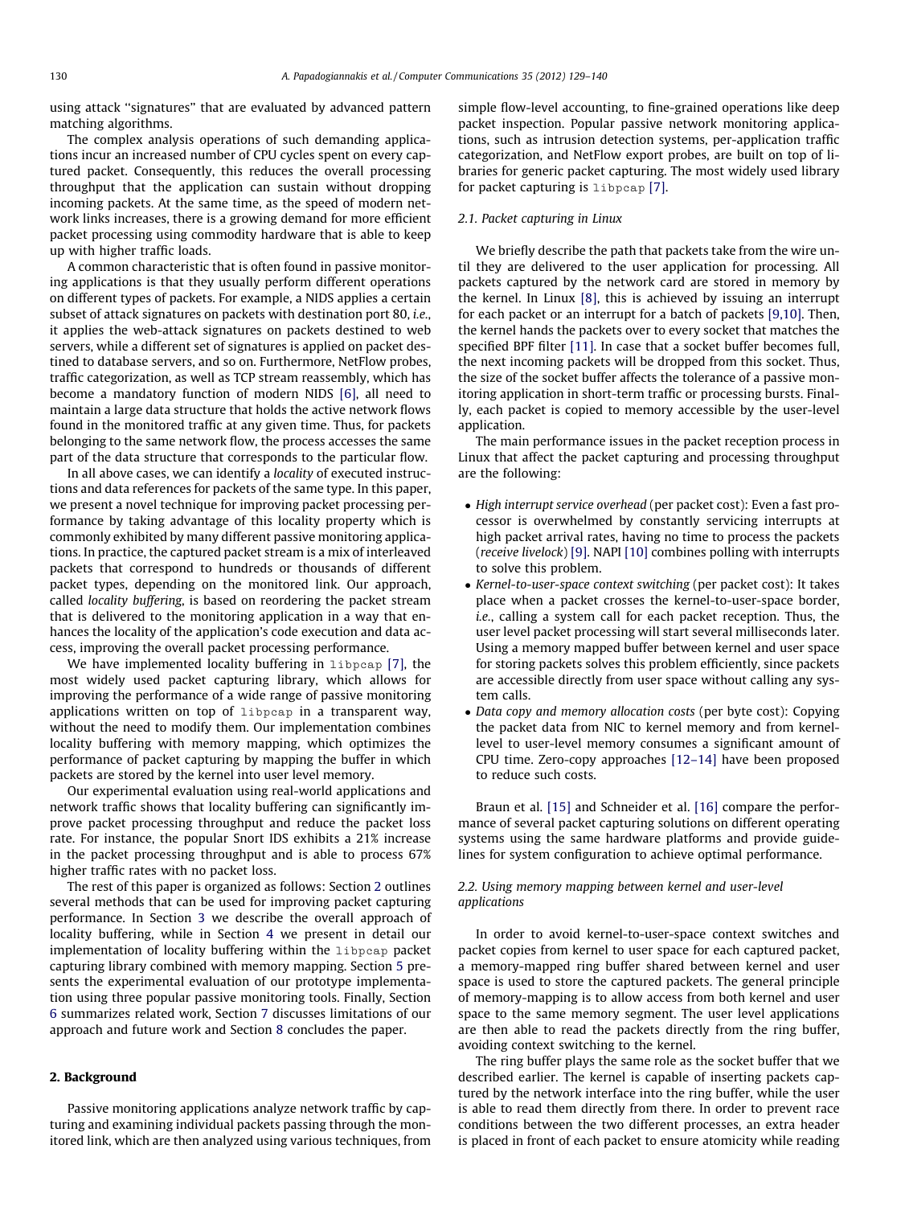using attack "signatures" that are evaluated by advanced pattern matching algorithms.

The complex analysis operations of such demanding applications incur an increased number of CPU cycles spent on every captured packet. Consequently, this reduces the overall processing throughput that the application can sustain without dropping incoming packets. At the same time, as the speed of modern network links increases, there is a growing demand for more efficient packet processing using commodity hardware that is able to keep up with higher traffic loads.

A common characteristic that is often found in passive monitoring applications is that they usually perform different operations on different types of packets. For example, a NIDS applies a certain subset of attack signatures on packets with destination port 80, *i.e.*, it applies the web-attack signatures on packets destined to web servers, while a different set of signatures is applied on packet destined to database servers, and so on. Furthermore, NetFlow probes, traffic categorization, as well as TCP stream reassembly, which has become a mandatory function of modern NIDS [6], all need to maintain a large data structure that holds the active network flows found in the monitored traffic at any given time. Thus, for packets belonging to the same network flow, the process accesses the same part of the data structure that corresponds to the particular flow.

In all above cases, we can identify a *locality* of executed instructions and data references for packets of the same type. In this paper, we present a novel technique for improving packet processing performance by taking advantage of this locality property which is commonly exhibited by many different passive monitoring applications. In practice, the captured packet stream is a mix of interleaved packets that correspond to hundreds or thousands of different packet types, depending on the monitored link. Our approach, called *locality buffering*, is based on reordering the packet stream that is delivered to the monitoring application in a way that enhances the locality of the application's code execution and data access, improving the overall packet processing performance.

We have implemented locality buffering in `libpcap` [7], the most widely used packet capturing library, which allows for improving the performance of a wide range of passive monitoring applications written on top of `libpcap` in a transparent way, without the need to modify them. Our implementation combines locality buffering with memory mapping, which optimizes the performance of packet capturing by mapping the buffer in which packets are stored by the kernel into user level memory.

Our experimental evaluation using real-world applications and network traffic shows that locality buffering can significantly improve packet processing throughput and reduce the packet loss rate. For instance, the popular Snort IDS exhibits a 21% increase in the packet processing throughput and is able to process 67% higher traffic rates with no packet loss.

The rest of this paper is organized as follows: Section 2 outlines several methods that can be used for improving packet capturing performance. In Section 3 we describe the overall approach of locality buffering, while in Section 4 we present in detail our implementation of locality buffering within the `libpcap` packet capturing library combined with memory mapping. Section 5 presents the experimental evaluation of our prototype implementation using three popular passive monitoring tools. Finally, Section 6 summarizes related work, Section 7 discusses limitations of our approach and future work and Section 8 concludes the paper.

## 2. Background

Passive monitoring applications analyze network traffic by capturing and examining individual packets passing through the monitored link, which are then analyzed using various techniques, from simple flow-level accounting, to fine-grained operations like deep packet inspection. Popular passive network monitoring applications, such as intrusion detection systems, per-application traffic categorization, and NetFlow export probes, are built on top of libraries for generic packet capturing. The most widely used library for packet capturing is `libpcap` [7].

### 2.1. Packet capturing in Linux

We briefly describe the path that packets take from the wire until they are delivered to the user application for processing. All packets captured by the network card are stored in memory by the kernel. In Linux [8], this is achieved by issuing an interrupt for each packet or an interrupt for a batch of packets [9,10]. Then, the kernel hands the packets over to every socket that matches the specified BPF filter [11]. In case that a socket buffer becomes full, the next incoming packets will be dropped from this socket. Thus, the size of the socket buffer affects the tolerance of a passive monitoring application in short-term traffic or processing bursts. Finally, each packet is copied to memory accessible by the user-level application.

The main performance issues in the packet reception process in Linux that affect the packet capturing and processing throughput are the following:

- *High interrupt service overhead* (per packet cost): Even a fast processor is overwhelmed by constantly servicing interrupts at high packet arrival rates, having no time to process the packets (*receive livelock*) [9]. NAPI [10] combines polling with interrupts to solve this problem.
- *Kernel-to-user-space context switching* (per packet cost): It takes place when a packet crosses the kernel-to-user-space border, *i.e.*, calling a system call for each packet reception. Thus, the user level packet processing will start several milliseconds later. Using a memory mapped buffer between kernel and user space for storing packets solves this problem efficiently, since packets are accessible directly from user space without calling any system calls.
- *Data copy and memory allocation costs* (per byte cost): Copying the packet data from NIC to kernel memory and from kernel-level to user-level memory consumes a significant amount of CPU time. Zero-copy approaches [12–14] have been proposed to reduce such costs.

Braun et al. [15] and Schneider et al. [16] compare the performance of several packet capturing solutions on different operating systems using the same hardware platforms and provide guidelines for system configuration to achieve optimal performance.

### 2.2. Using memory mapping between kernel and user-level applications

In order to avoid kernel-to-user-space context switches and packet copies from kernel to user space for each captured packet, a memory-mapped ring buffer shared between kernel and user space is used to store the captured packets. The general principle of memory-mapping is to allow access from both kernel and user space to the same memory segment. The user level applications are then able to read the packets directly from the ring buffer, avoiding context switching to the kernel.

The ring buffer plays the same role as the socket buffer that we described earlier. The kernel is capable of inserting packets captured by the network interface into the ring buffer, while the user is able to read them directly from there. In order to prevent race conditions between the two different processes, an extra header is placed in front of each packet to ensure atomicity while reading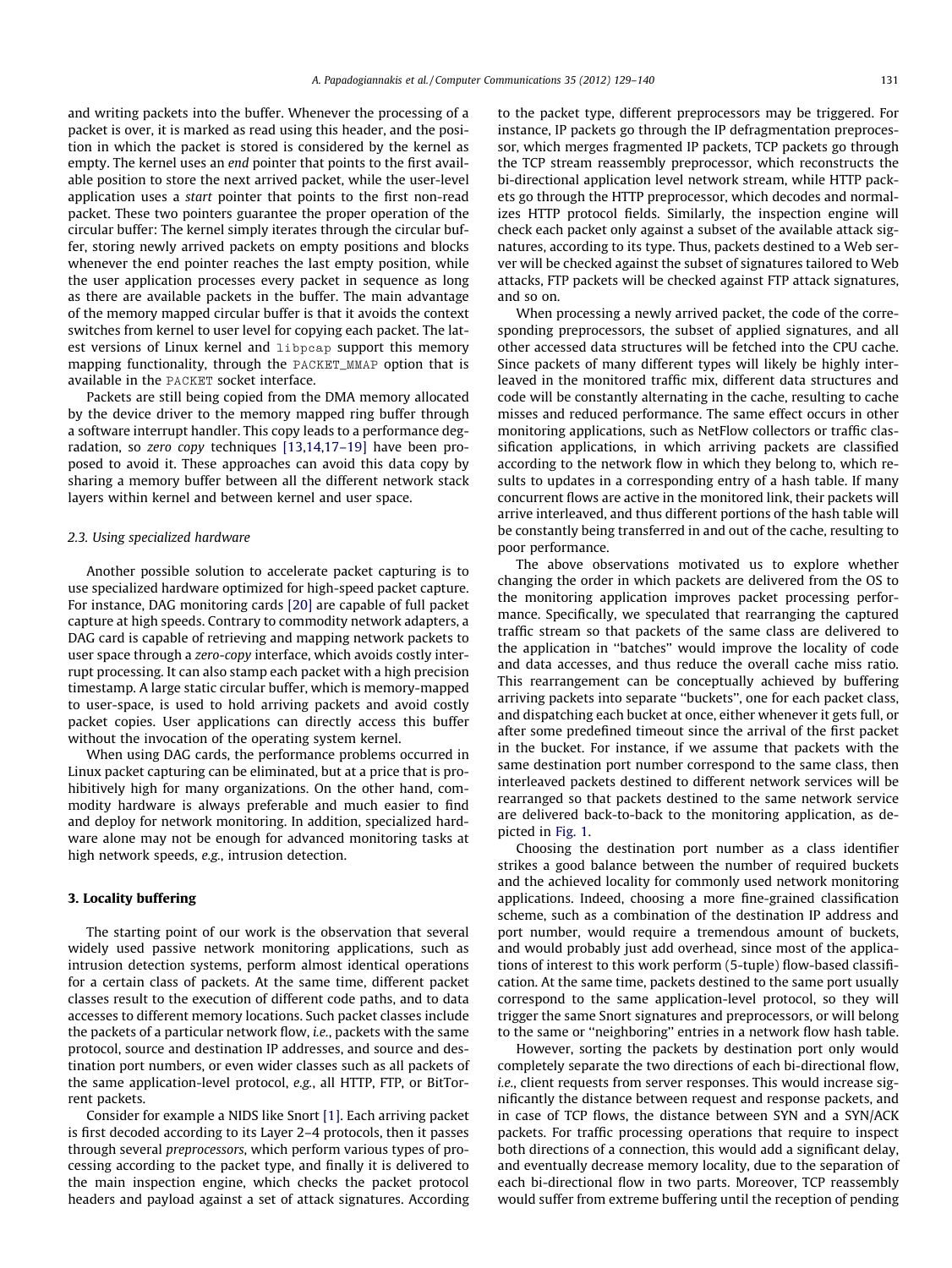and writing packets into the buffer. Whenever the processing of a packet is over, it is marked as read using this header, and the position in which the packet is stored is considered by the kernel as empty. The kernel uses an *end* pointer that points to the first available position to store the next arrived packet, while the user-level application uses a *start* pointer that points to the first non-read packet. These two pointers guarantee the proper operation of the circular buffer: The kernel simply iterates through the circular buffer, storing newly arrived packets on empty positions and blocks whenever the end pointer reaches the last empty position, while the user application processes every packet in sequence as long as there are available packets in the buffer. The main advantage of the memory mapped circular buffer is that it avoids the context switches from kernel to user level for copying each packet. The latest versions of Linux kernel and `libpcap` support this memory mapping functionality, through the `PACKET_MMAP` option that is available in the `PACKET` socket interface.

Packets are still being copied from the DMA memory allocated by the device driver to the memory mapped ring buffer through a software interrupt handler. This copy leads to a performance degradation, so *zero copy* techniques [13,14,17–19] have been proposed to avoid it. These approaches can avoid this data copy by sharing a memory buffer between all the different network stack layers within kernel and between kernel and user space.

### 2.3. Using specialized hardware

Another possible solution to accelerate packet capturing is to use specialized hardware optimized for high-speed packet capture. For instance, DAG monitoring cards [20] are capable of full packet capture at high speeds. Contrary to commodity network adapters, a DAG card is capable of retrieving and mapping network packets to user space through a *zero-copy* interface, which avoids costly interrupt processing. It can also stamp each packet with a high precision timestamp. A large static circular buffer, which is memory-mapped to user-space, is used to hold arriving packets and avoid costly packet copies. User applications can directly access this buffer without the invocation of the operating system kernel.

When using DAG cards, the performance problems occurred in Linux packet capturing can be eliminated, but at a price that is prohibitively high for many organizations. On the other hand, commodity hardware is always preferable and much easier to find and deploy for network monitoring. In addition, specialized hardware alone may not be enough for advanced monitoring tasks at high network speeds, *e.g.*, intrusion detection.

## 3. Locality buffering

The starting point of our work is the observation that several widely used passive network monitoring applications, such as intrusion detection systems, perform almost identical operations for a certain class of packets. At the same time, different packet classes result to the execution of different code paths, and to data accesses to different memory locations. Such packet classes include the packets of a particular network flow, *i.e.*, packets with the same protocol, source and destination IP addresses, and source and destination port numbers, or even wider classes such as all packets of the same application-level protocol, *e.g.*, all HTTP, FTP, or BitTorrent packets.

Consider for example a NIDS like Snort [1]. Each arriving packet is first decoded according to its Layer 2–4 protocols, then it passes through several *preprocessors*, which perform various types of processing according to the packet type, and finally it is delivered to the main inspection engine, which checks the packet protocol headers and payload against a set of attack signatures. According to the packet type, different preprocessors may be triggered. For instance, IP packets go through the IP defragmentation preprocessor, which merges fragmented IP packets, TCP packets go through the TCP stream reassembly preprocessor, which reconstructs the bi-directional application level network stream, while HTTP packets go through the HTTP preprocessor, which decodes and normalizes HTTP protocol fields. Similarly, the inspection engine will check each packet only against a subset of the available attack signatures, according to its type. Thus, packets destined to a Web server will be checked against the subset of signatures tailored to Web attacks, FTP packets will be checked against FTP attack signatures, and so on.

When processing a newly arrived packet, the code of the corresponding preprocessors, the subset of applied signatures, and all other accessed data structures will be fetched into the CPU cache. Since packets of many different types will likely be highly interleaved in the monitored traffic mix, different data structures and code will be constantly alternating in the cache, resulting to cache misses and reduced performance. The same effect occurs in other monitoring applications, such as NetFlow collectors or traffic classification applications, in which arriving packets are classified according to the network flow in which they belong to, which results to updates in a corresponding entry of a hash table. If many concurrent flows are active in the monitored link, their packets will arrive interleaved, and thus different portions of the hash table will be constantly being transferred in and out of the cache, resulting to poor performance.

The above observations motivated us to explore whether changing the order in which packets are delivered from the OS to the monitoring application improves packet processing performance. Specifically, we speculated that rearranging the captured traffic stream so that packets of the same class are delivered to the application in "batches" would improve the locality of code and data accesses, and thus reduce the overall cache miss ratio. This rearrangement can be conceptually achieved by buffering arriving packets into separate "buckets", one for each packet class, and dispatching each bucket at once, either whenever it gets full, or after some predefined timeout since the arrival of the first packet in the bucket. For instance, if we assume that packets with the same destination port number correspond to the same class, then interleaved packets destined to different network services will be rearranged so that packets destined to the same network service are delivered back-to-back to the monitoring application, as depicted in Fig. 1.

Choosing the destination port number as a class identifier strikes a good balance between the number of required buckets and the achieved locality for commonly used network monitoring applications. Indeed, choosing a more fine-grained classification scheme, such as a combination of the destination IP address and port number, would require a tremendous amount of buckets, and would probably just add overhead, since most of the applications of interest to this work perform (5-tuple) flow-based classification. At the same time, packets destined to the same port usually correspond to the same application-level protocol, so they will trigger the same Snort signatures and preprocessors, or will belong to the same or "neighboring" entries in a network flow hash table.

However, sorting the packets by destination port only would completely separate the two directions of each bi-directional flow, *i.e.*, client requests from server responses. This would increase significantly the distance between request and response packets, and in case of TCP flows, the distance between SYN and a SYN/ACK packets. For traffic processing operations that require to inspect both directions of a connection, this would add a significant delay, and eventually decrease memory locality, due to the separation of each bi-directional flow in two parts. Moreover, TCP reassembly would suffer from extreme buffering until the reception of pending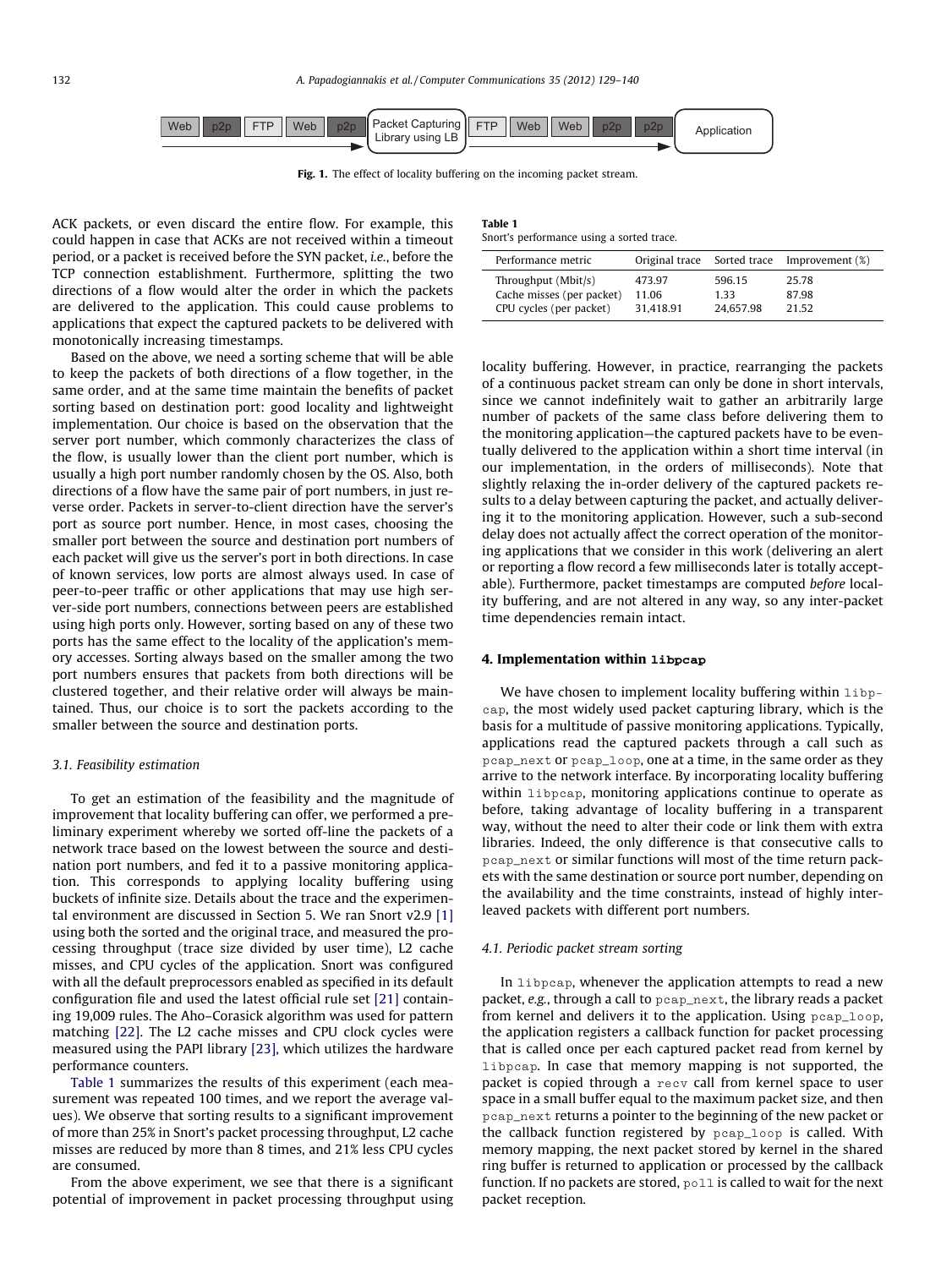Web | p2p | FTP | Web | p2p → Packet Capturing Library using LB → FTP | Web | Web | p2p | p2p → Application

**Fig. 1.** The effect of locality buffering on the incoming packet stream.

ACK packets, or even discard the entire flow. For example, this could happen in case that ACKs are not received within a timeout period, or a packet is received before the SYN packet, *i.e.*, before the TCP connection establishment. Furthermore, splitting the two directions of a flow would alter the order in which the packets are delivered to the application. This could cause problems to applications that expect the captured packets to be delivered with monotonically increasing timestamps.

Based on the above, we need a sorting scheme that will be able to keep the packets of both directions of a flow together, in the same order, and at the same time maintain the benefits of packet sorting based on destination port: good locality and lightweight implementation. Our choice is based on the observation that the server port number, which commonly characterizes the class of the flow, is usually lower than the client port number, which is usually a high port number randomly chosen by the OS. Also, both directions of a flow have the same pair of port numbers, in just reverse order. Packets in server-to-client direction have the server's port as source port number. Hence, in most cases, choosing the smaller port between the source and destination port numbers of each packet will give us the server's port in both directions. In case of known services, low ports are almost always used. In case of peer-to-peer traffic or other applications that may use high server-side port numbers, connections between peers are established using high ports only. However, sorting based on any of these two ports has the same effect to the locality of the application's memory accesses. Sorting always based on the smaller among the two port numbers ensures that packets from both directions will be clustered together, and their relative order will always be maintained. Thus, our choice is to sort the packets according to the smaller between the source and destination ports.

### 3.1. Feasibility estimation

To get an estimation of the feasibility and the magnitude of improvement that locality buffering can offer, we performed a preliminary experiment whereby we sorted off-line the packets of a network trace based on the lowest between the source and destination port numbers, and fed it to a passive monitoring application. This corresponds to applying locality buffering using buckets of infinite size. Details about the trace and the experimental environment are discussed in Section 5. We ran Snort v2.9 [1] using both the sorted and the original trace, and measured the processing throughput (trace size divided by user time), L2 cache misses, and CPU cycles of the application. Snort was configured with all the default preprocessors enabled as specified in its default configuration file and used the latest official rule set [21] containing 19,009 rules. The Aho–Corasick algorithm was used for pattern matching [22]. The L2 cache misses and CPU clock cycles were measured using the PAPI library [23], which utilizes the hardware performance counters.

Table 1 summarizes the results of this experiment (each measurement was repeated 100 times, and we report the average values). We observe that sorting results to a significant improvement of more than 25% in Snort's packet processing throughput, L2 cache misses are reduced by more than 8 times, and 21% less CPU cycles are consumed.

From the above experiment, we see that there is a significant potential of improvement in packet processing throughput using locality buffering. However, in practice, rearranging the packets of a continuous packet stream can only be done in short intervals, since we cannot indefinitely wait to gather an arbitrarily large number of packets of the same class before delivering them to the monitoring application—the captured packets have to be eventually delivered to the application within a short time interval (in our implementation, in the orders of milliseconds). Note that slightly relaxing the in-order delivery of the captured packets results to a delay between capturing the packet, and actually delivering it to the monitoring application. However, such a sub-second delay does not actually affect the correct operation of the monitoring applications that we consider in this work (delivering an alert or reporting a flow record a few milliseconds later is totally acceptable). Furthermore, packet timestamps are computed *before* locality buffering, and are not altered in any way, so any inter-packet time dependencies remain intact.

**Table 1**
Snort's performance using a sorted trace.

| Performance metric | Original trace | Sorted trace | Improvement (%) |
|---|---|---|---|
| Throughput (Mbit/s) | 473.97 | 596.15 | 25.78 |
| Cache misses (per packet) | 11.06 | 1.33 | 87.98 |
| CPU cycles (per packet) | 31,418.91 | 24,657.98 | 21.52 |

## 4. Implementation within libpcap

We have chosen to implement locality buffering within libpcap, the most widely used packet capturing library, which is the basis for a multitude of passive monitoring applications. Typically, applications read the captured packets through a call such as pcap_next or pcap_loop, one at a time, in the same order as they arrive to the network interface. By incorporating locality buffering within libpcap, monitoring applications continue to operate as before, taking advantage of locality buffering in a transparent way, without the need to alter their code or link them with extra libraries. Indeed, the only difference is that consecutive calls to pcap_next or similar functions will most of the time return packets with the same destination or source port number, depending on the availability and the time constraints, instead of highly interleaved packets with different port numbers.

### 4.1. Periodic packet stream sorting

In libpcap, whenever the application attempts to read a new packet, *e.g.*, through a call to pcap_next, the library reads a packet from kernel and delivers it to the application. Using pcap_loop, the application registers a callback function for packet processing that is called once per each captured packet read from kernel by libpcap. In case that memory mapping is not supported, the packet is copied through a recv call from kernel space to user space in a small buffer equal to the maximum packet size, and then pcap_next returns a pointer to the beginning of the new packet or the callback function registered by pcap_loop is called. With memory mapping, the next packet stored by kernel in the shared ring buffer is returned to application or processed by the callback function. If no packets are stored, poll is called to wait for the next packet reception.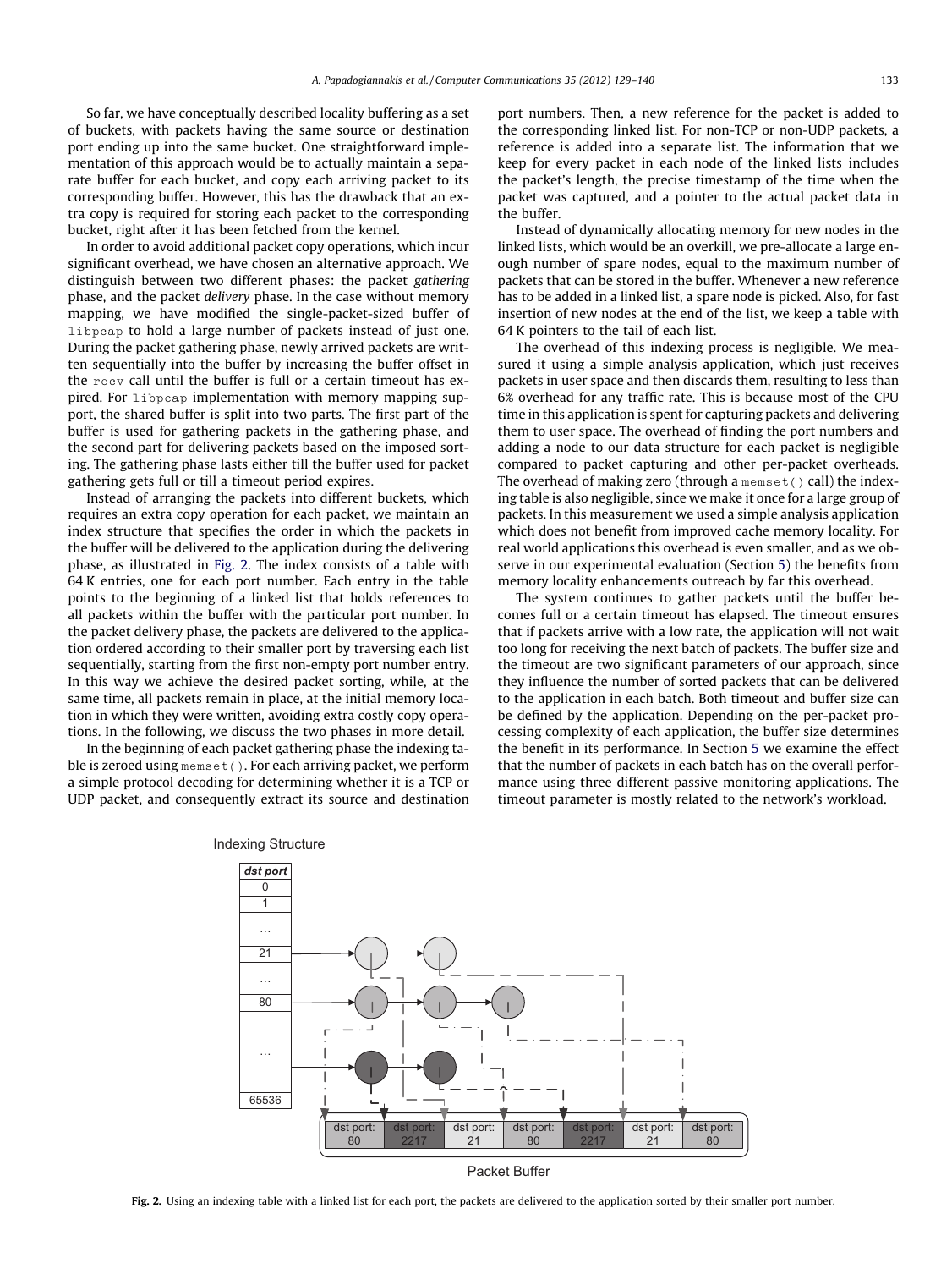So far, we have conceptually described locality buffering as a set of buckets, with packets having the same source or destination port ending up into the same bucket. One straightforward implementation of this approach would be to actually maintain a separate buffer for each bucket, and copy each arriving packet to its corresponding buffer. However, this has the drawback that an extra copy is required for storing each packet to the corresponding bucket, right after it has been fetched from the kernel.

In order to avoid additional packet copy operations, which incur significant overhead, we have chosen an alternative approach. We distinguish between two different phases: the packet *gathering* phase, and the packet *delivery* phase. In the case without memory mapping, we have modified the single-packet-sized buffer of `libpcap` to hold a large number of packets instead of just one. During the packet gathering phase, newly arrived packets are written sequentially into the buffer by increasing the buffer offset in the `recv` call until the buffer is full or a certain timeout has expired. For `libpcap` implementation with memory mapping support, the shared buffer is split into two parts. The first part of the buffer is used for gathering packets in the gathering phase, and the second part for delivering packets based on the imposed sorting. The gathering phase lasts either till the buffer used for packet gathering gets full or till a timeout period expires.

Instead of arranging the packets into different buckets, which requires an extra copy operation for each packet, we maintain an index structure that specifies the order in which the packets in the buffer will be delivered to the application during the delivering phase, as illustrated in Fig. 2. The index consists of a table with 64 K entries, one for each port number. Each entry in the table points to the beginning of a linked list that holds references to all packets within the buffer with the particular port number. In the packet delivery phase, the packets are delivered to the application ordered according to their smaller port by traversing each list sequentially, starting from the first non-empty port number entry. In this way we achieve the desired packet sorting, while, at the same time, all packets remain in place, at the initial memory location in which they were written, avoiding extra costly copy operations. In the following, we discuss the two phases in more detail.

In the beginning of each packet gathering phase the indexing table is zeroed using `memset()`. For each arriving packet, we perform a simple protocol decoding for determining whether it is a TCP or UDP packet, and consequently extract its source and destination port numbers. Then, a new reference for the packet is added to the corresponding linked list. For non-TCP or non-UDP packets, a reference is added into a separate list. The information that we keep for every packet in each node of the linked lists includes the packet's length, the precise timestamp of the time when the packet was captured, and a pointer to the actual packet data in the buffer.

Instead of dynamically allocating memory for new nodes in the linked lists, which would be an overkill, we pre-allocate a large enough number of spare nodes, equal to the maximum number of packets that can be stored in the buffer. Whenever a new reference has to be added in a linked list, a spare node is picked. Also, for fast insertion of new nodes at the end of the list, we keep a table with 64 K pointers to the tail of each list.

The overhead of this indexing process is negligible. We measured it using a simple analysis application, which just receives packets in user space and then discards them, resulting to less than 6% overhead for any traffic rate. This is because most of the CPU time in this application is spent for capturing packets and delivering them to user space. The overhead of finding the port numbers and adding a node to our data structure for each packet is negligible compared to packet capturing and other per-packet overheads. The overhead of making zero (through a `memset()` call) the indexing table is also negligible, since we make it once for a large group of packets. In this measurement we used a simple analysis application which does not benefit from improved cache memory locality. For real world applications this overhead is even smaller, and as we observe in our experimental evaluation (Section 5) the benefits from memory locality enhancements outreach by far this overhead.

The system continues to gather packets until the buffer becomes full or a certain timeout has elapsed. The timeout ensures that if packets arrive with a low rate, the application will not wait too long for receiving the next batch of packets. The buffer size and the timeout are two significant parameters of our approach, since they influence the number of sorted packets that can be delivered to the application in each batch. Both timeout and buffer size can be defined by the application. Depending on the per-packet processing complexity of each application, the buffer size determines the benefit in its performance. In Section 5 we examine the effect that the number of packets in each batch has on the overall performance using three different passive monitoring applications. The timeout parameter is mostly related to the network's workload.

Fig. 2. Using an indexing table with a linked list for each port, the packets are delivered to the application sorted by their smaller port number.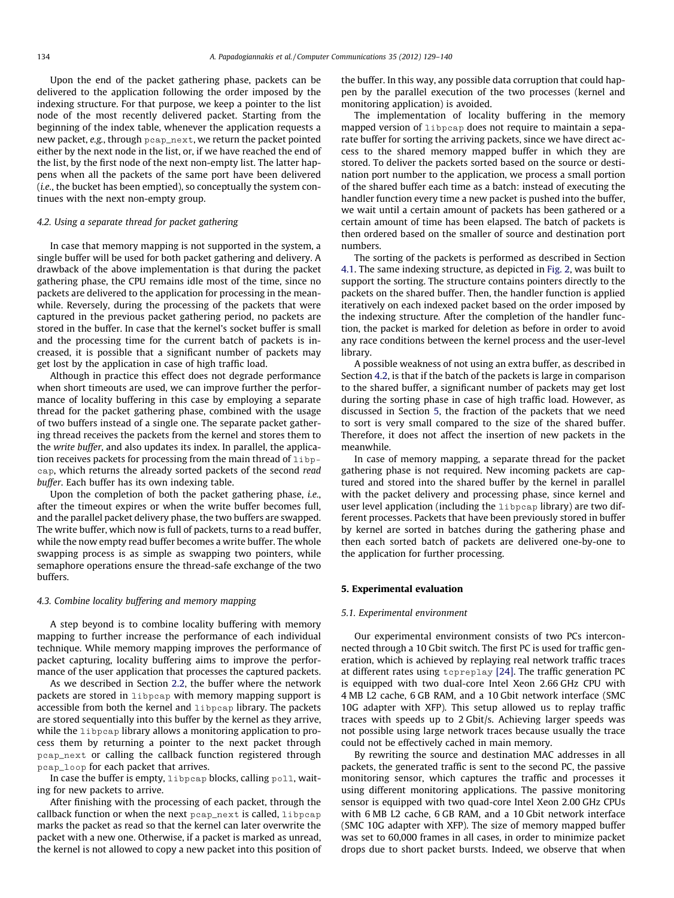Upon the end of the packet gathering phase, packets can be delivered to the application following the order imposed by the indexing structure. For that purpose, we keep a pointer to the list node of the most recently delivered packet. Starting from the beginning of the index table, whenever the application requests a new packet, *e.g.*, through `pcap_next`, we return the packet pointed either by the next node in the list, or, if we have reached the end of the list, by the first node of the next non-empty list. The latter happens when all the packets of the same port have been delivered (*i.e.*, the bucket has been emptied), so conceptually the system continues with the next non-empty group.

### 4.2. Using a separate thread for packet gathering

In case that memory mapping is not supported in the system, a single buffer will be used for both packet gathering and delivery. A drawback of the above implementation is that during the packet gathering phase, the CPU remains idle most of the time, since no packets are delivered to the application for processing in the meanwhile. Reversely, during the processing of the packets that were captured in the previous packet gathering period, no packets are stored in the buffer. In case that the kernel's socket buffer is small and the processing time for the current batch of packets is increased, it is possible that a significant number of packets may get lost by the application in case of high traffic load.

Although in practice this effect does not degrade performance when short timeouts are used, we can improve further the performance of locality buffering in this case by employing a separate thread for the packet gathering phase, combined with the usage of two buffers instead of a single one. The separate packet gathering thread receives the packets from the kernel and stores them to the *write buffer*, and also updates its index. In parallel, the application receives packets for processing from the main thread of `libpcap`, which returns the already sorted packets of the second *read buffer*. Each buffer has its own indexing table.

Upon the completion of both the packet gathering phase, *i.e.*, after the timeout expires or when the write buffer becomes full, and the parallel packet delivery phase, the two buffers are swapped. The write buffer, which now is full of packets, turns to a read buffer, while the now empty read buffer becomes a write buffer. The whole swapping process is as simple as swapping two pointers, while semaphore operations ensure the thread-safe exchange of the two buffers.

### 4.3. Combine locality buffering and memory mapping

A step beyond is to combine locality buffering with memory mapping to further increase the performance of each individual technique. While memory mapping improves the performance of packet capturing, locality buffering aims to improve the performance of the user application that processes the captured packets.

As we described in Section 2.2, the buffer where the network packets are stored in `libpcap` with memory mapping support is accessible from both the kernel and `libpcap` library. The packets are stored sequentially into this buffer by the kernel as they arrive, while the `libpcap` library allows a monitoring application to process them by returning a pointer to the next packet through `pcap_next` or calling the callback function registered through `pcap_loop` for each packet that arrives.

In case the buffer is empty, `libpcap` blocks, calling `poll`, waiting for new packets to arrive.

After finishing with the processing of each packet, through the callback function or when the next `pcap_next` is called, `libpcap` marks the packet as read so that the kernel can later overwrite the packet with a new one. Otherwise, if a packet is marked as unread, the kernel is not allowed to copy a new packet into this position of the buffer. In this way, any possible data corruption that could happen by the parallel execution of the two processes (kernel and monitoring application) is avoided.

The implementation of locality buffering in the memory mapped version of `libpcap` does not require to maintain a separate buffer for sorting the arriving packets, since we have direct access to the shared memory mapped buffer in which they are stored. To deliver the packets sorted based on the source or destination port number to the application, we process a small portion of the shared buffer each time as a batch: instead of executing the handler function every time a new packet is pushed into the buffer, we wait until a certain amount of packets has been gathered or a certain amount of time has been elapsed. The batch of packets is then ordered based on the smaller of source and destination port numbers.

The sorting of the packets is performed as described in Section 4.1. The same indexing structure, as depicted in Fig. 2, was built to support the sorting. The structure contains pointers directly to the packets on the shared buffer. Then, the handler function is applied iteratively on each indexed packet based on the order imposed by the indexing structure. After the completion of the handler function, the packet is marked for deletion as before in order to avoid any race conditions between the kernel process and the user-level library.

A possible weakness of not using an extra buffer, as described in Section 4.2, is that if the batch of the packets is large in comparison to the shared buffer, a significant number of packets may get lost during the sorting phase in case of high traffic load. However, as discussed in Section 5, the fraction of the packets that we need to sort is very small compared to the size of the shared buffer. Therefore, it does not affect the insertion of new packets in the meanwhile.

In case of memory mapping, a separate thread for the packet gathering phase is not required. New incoming packets are captured and stored into the shared buffer by the kernel in parallel with the packet delivery and processing phase, since kernel and user level application (including the `libpcap` library) are two different processes. Packets that have been previously stored in buffer by kernel are sorted in batches during the gathering phase and then each sorted batch of packets are delivered one-by-one to the application for further processing.

## 5. Experimental evaluation

### 5.1. Experimental environment

Our experimental environment consists of two PCs interconnected through a 10 Gbit switch. The first PC is used for traffic generation, which is achieved by replaying real network traffic traces at different rates using `tcpreplay` [24]. The traffic generation PC is equipped with two dual-core Intel Xeon 2.66 GHz CPU with 4 MB L2 cache, 6 GB RAM, and a 10 Gbit network interface (SMC 10G adapter with XFP). This setup allowed us to replay traffic traces with speeds up to 2 Gbit/s. Achieving larger speeds was not possible using large network traces because usually the trace could not be effectively cached in main memory.

By rewriting the source and destination MAC addresses in all packets, the generated traffic is sent to the second PC, the passive monitoring sensor, which captures the traffic and processes it using different monitoring applications. The passive monitoring sensor is equipped with two quad-core Intel Xeon 2.00 GHz CPUs with 6 MB L2 cache, 6 GB RAM, and a 10 Gbit network interface (SMC 10G adapter with XFP). The size of memory mapped buffer was set to 60,000 frames in all cases, in order to minimize packet drops due to short packet bursts. Indeed, we observe that when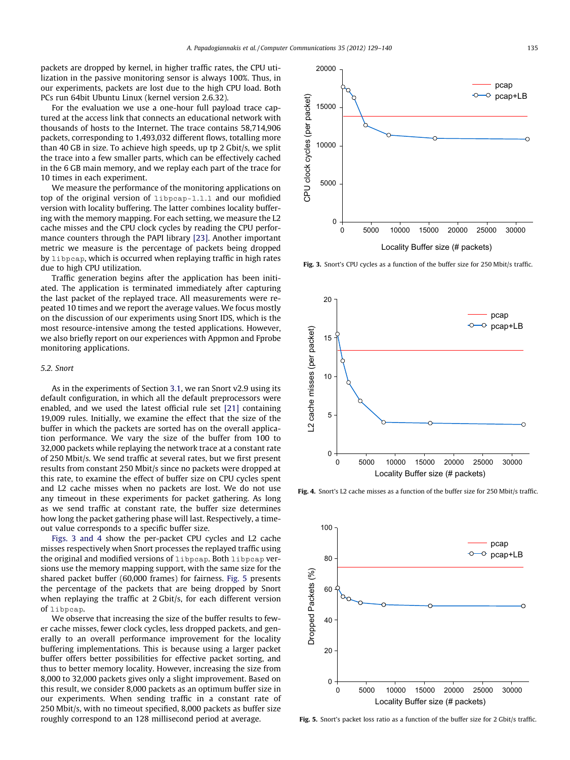packets are dropped by kernel, in higher traffic rates, the CPU utilization in the passive monitoring sensor is always 100%. Thus, in our experiments, packets are lost due to the high CPU load. Both PCs run 64bit Ubuntu Linux (kernel version 2.6.32).

For the evaluation we use a one-hour full payload trace captured at the access link that connects an educational network with thousands of hosts to the Internet. The trace contains 58,714,906 packets, corresponding to 1,493,032 different flows, totalling more than 40 GB in size. To achieve high speeds, up tp 2 Gbit/s, we split the trace into a few smaller parts, which can be effectively cached in the 6 GB main memory, and we replay each part of the trace for 10 times in each experiment.

We measure the performance of the monitoring applications on top of the original version of `libpcap-1.1.1` and our mofidied version with locality buffering. The latter combines locality buffering with the memory mapping. For each setting, we measure the L2 cache misses and the CPU clock cycles by reading the CPU performance counters through the PAPI library [23]. Another important metric we measure is the percentage of packets being dropped by `libpcap`, which is occurred when replaying traffic in high rates due to high CPU utilization.

Traffic generation begins after the application has been initiated. The application is terminated immediately after capturing the last packet of the replayed trace. All measurements were repeated 10 times and we report the average values. We focus mostly on the discussion of our experiments using Snort IDS, which is the most resource-intensive among the tested applications. However, we also briefly report on our experiences with Appmon and Fprobe monitoring applications.

### 5.2. Snort

As in the experiments of Section 3.1, we ran Snort v2.9 using its default configuration, in which all the default preprocessors were enabled, and we used the latest official rule set [21] containing 19,009 rules. Initially, we examine the effect that the size of the buffer in which the packets are sorted has on the overall application performance. We vary the size of the buffer from 100 to 32,000 packets while replaying the network trace at a constant rate of 250 Mbit/s. We send traffic at several rates, but we first present results from constant 250 Mbit/s since no packets were dropped at this rate, to examine the effect of buffer size on CPU cycles spent and L2 cache misses when no packets are lost. We do not use any timeout in these experiments for packet gathering. As long as we send traffic at constant rate, the buffer size determines how long the packet gathering phase will last. Respectively, a timeout value corresponds to a specific buffer size.

Figs. 3 and 4 show the per-packet CPU cycles and L2 cache misses respectively when Snort processes the replayed traffic using the original and modified versions of `libpcap`. Both `libpcap` versions use the memory mapping support, with the same size for the shared packet buffer (60,000 frames) for fairness. Fig. 5 presents the percentage of the packets that are being dropped by Snort when replaying the traffic at 2 Gbit/s, for each different version of `libpcap`.

We observe that increasing the size of the buffer results to fewer cache misses, fewer clock cycles, less dropped packets, and generally to an overall performance improvement for the locality buffering implementations. This is because using a larger packet buffer offers better possibilities for effective packet sorting, and thus to better memory locality. However, increasing the size from 8,000 to 32,000 packets gives only a slight improvement. Based on this result, we consider 8,000 packets as an optimum buffer size in our experiments. When sending traffic in a constant rate of 250 Mbit/s, with no timeout specified, 8,000 packets as buffer size roughly correspond to an 128 millisecond period at average.

**Fig. 3.** Snort's CPU cycles as a function of the buffer size for 250 Mbit/s traffic.

**Fig. 4.** Snort's L2 cache misses as a function of the buffer size for 250 Mbit/s traffic.

**Fig. 5.** Snort's packet loss ratio as a function of the buffer size for 2 Gbit/s traffic.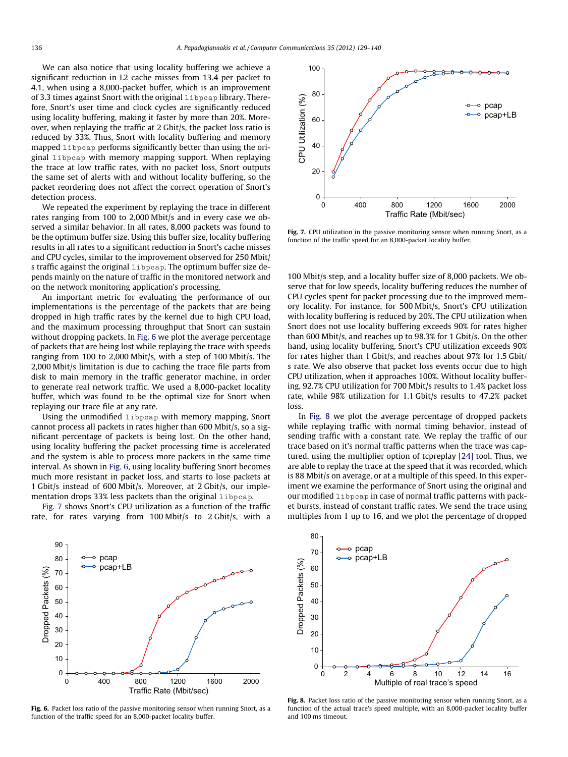We can also notice that using locality buffering we achieve a significant reduction in L2 cache misses from 13.4 per packet to 4.1, when using a 8,000-packet buffer, which is an improvement of 3.3 times against Snort with the original `libpcap` library. Therefore, Snort's user time and clock cycles are significantly reduced using locality buffering, making it faster by more than 20%. Moreover, when replaying the traffic at 2 Gbit/s, the packet loss ratio is reduced by 33%. Thus, Snort with locality buffering and memory mapped `libpcap` performs significantly better than using the original `libpcap` with memory mapping support. When replaying the trace at low traffic rates, with no packet loss, Snort outputs the same set of alerts with and without locality buffering, so the packet reordering does not affect the correct operation of Snort's detection process.

We repeated the experiment by replaying the trace in different rates ranging from 100 to 2,000 Mbit/s and in every case we observed a similar behavior. In all rates, 8,000 packets was found to be the optimum buffer size. Using this buffer size, locality buffering results in all rates to a significant reduction in Snort's cache misses and CPU cycles, similar to the improvement observed for 250 Mbit/s traffic against the original `libpcap`. The optimum buffer size depends mainly on the nature of traffic in the monitored network and on the network monitoring application's processing.

An important metric for evaluating the performance of our implementations is the percentage of the packets that are being dropped in high traffic rates by the kernel due to high CPU load, and the maximum processing throughput that Snort can sustain without dropping packets. In Fig. 6 we plot the average percentage of packets that are being lost while replaying the trace with speeds ranging from 100 to 2,000 Mbit/s, with a step of 100 Mbit/s. The 2,000 Mbit/s limitation is due to caching the trace file parts from disk to main memory in the traffic generator machine, in order to generate real network traffic. We used a 8,000-packet locality buffer, which was found to be the optimal size for Snort when replaying our trace file at any rate.

Using the unmodified `libpcap` with memory mapping, Snort cannot process all packets in rates higher than 600 Mbit/s, so a significant percentage of packets is being lost. On the other hand, using locality buffering the packet processing time is accelerated and the system is able to process more packets in the same time interval. As shown in Fig. 6, using locality buffering Snort becomes much more resistant in packet loss, and starts to lose packets at 1 Gbit/s instead of 600 Mbit/s. Moreover, at 2 Gbit/s, our implementation drops 33% less packets than the original `libpcap`.

Fig. 7 shows Snort's CPU utilization as a function of the traffic rate, for rates varying from 100 Mbit/s to 2 Gbit/s, with a 100 Mbit/s step, and a locality buffer size of 8,000 packets. We observe that for low speeds, locality buffering reduces the number of CPU cycles spent for packet processing due to the improved memory locality. For instance, for 500 Mbit/s, Snort's CPU utilization with locality buffering is reduced by 20%. The CPU utilization when Snort does not use locality buffering exceeds 90% for rates higher than 600 Mbit/s, and reaches up to 98.3% for 1 Gbit/s. On the other hand, using locality buffering, Snort's CPU utilization exceeds 90% for rates higher than 1 Gbit/s, and reaches about 97% for 1.5 Gbit/s rate. We also observe that packet loss events occur due to high CPU utilization, when it approaches 100%. Without locality buffering, 92.7% CPU utilization for 700 Mbit/s results to 1.4% packet loss rate, while 98% utilization for 1.1 Gbit/s results to 47.2% packet loss.

In Fig. 8 we plot the average percentage of dropped packets while replaying traffic with normal timing behavior, instead of sending traffic with a constant rate. We replay the traffic of our trace based on it's normal traffic patterns when the trace was captured, using the multiplier option of tcpreplay [24] tool. Thus, we are able to replay the trace at the speed that it was recorded, which is 88 Mbit/s on average, or at a multiple of this speed. In this experiment we examine the performance of Snort using the original and our modified `libpcap` in case of normal traffic patterns with packet bursts, instead of constant traffic rates. We send the trace using multiples from 1 up to 16, and we plot the percentage of dropped

**Fig. 7.** CPU utilization in the passive monitoring sensor when running Snort, as a function of the traffic speed for an 8,000-packet locality buffer.

**Fig. 6.** Packet loss ratio of the passive monitoring sensor when running Snort, as a function of the traffic speed for an 8,000-packet locality buffer.

**Fig. 8.** Packet loss ratio of the passive monitoring sensor when running Snort, as a function of the actual trace's speed multiple, with an 8,000-packet locality buffer and 100 ms timeout.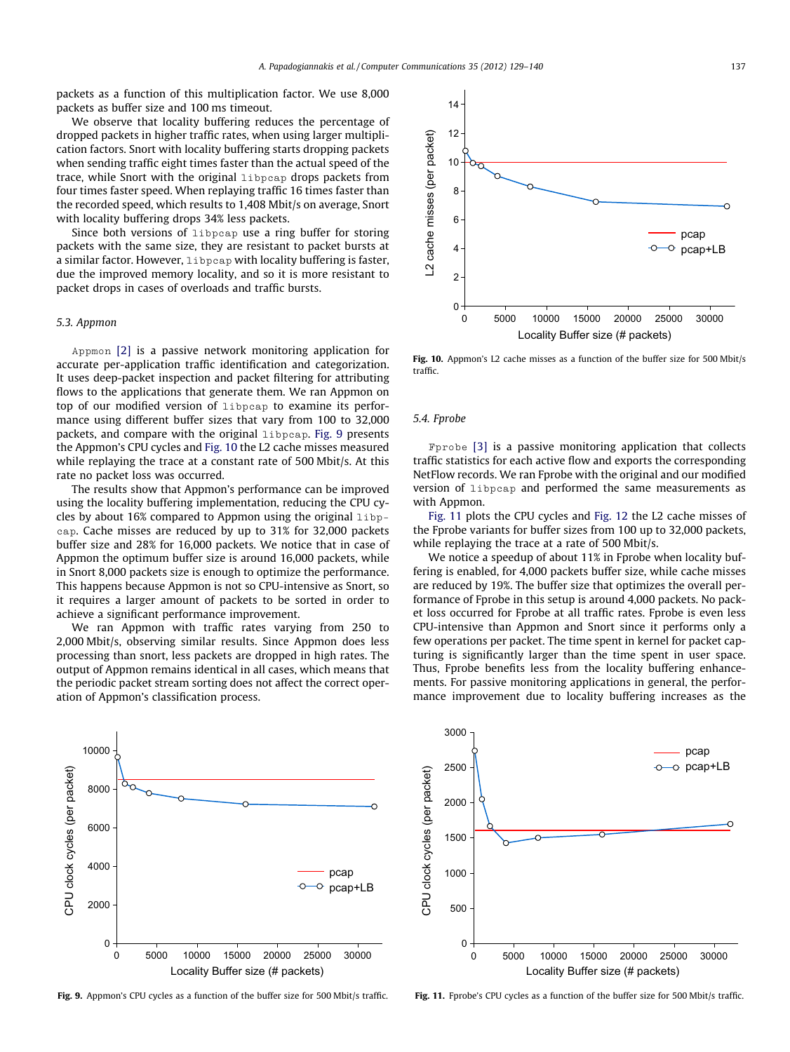packets as a function of this multiplication factor. We use 8,000 packets as buffer size and 100 ms timeout.

We observe that locality buffering reduces the percentage of dropped packets in higher traffic rates, when using larger multiplication factors. Snort with locality buffering starts dropping packets when sending traffic eight times faster than the actual speed of the trace, while Snort with the original `libpcap` drops packets from four times faster speed. When replaying traffic 16 times faster than the recorded speed, which results to 1,408 Mbit/s on average, Snort with locality buffering drops 34% less packets.

Since both versions of `libpcap` use a ring buffer for storing packets with the same size, they are resistant to packet bursts at a similar factor. However, `libpcap` with locality buffering is faster, due the improved memory locality, and so it is more resistant to packet drops in cases of overloads and traffic bursts.

### 5.3. Appmon

`Appmon` [2] is a passive network monitoring application for accurate per-application traffic identification and categorization. It uses deep-packet inspection and packet filtering for attributing flows to the applications that generate them. We ran Appmon on top of our modified version of `libpcap` to examine its performance using different buffer sizes that vary from 100 to 32,000 packets, and compare with the original `libpcap`. Fig. 9 presents the Appmon's CPU cycles and Fig. 10 the L2 cache misses measured while replaying the trace at a constant rate of 500 Mbit/s. At this rate no packet loss was occurred.

The results show that Appmon's performance can be improved using the locality buffering implementation, reducing the CPU cycles by about 16% compared to Appmon using the original `libpcap`. Cache misses are reduced by up to 31% for 32,000 packets buffer size and 28% for 16,000 packets. We notice that in case of Appmon the optimum buffer size is around 16,000 packets, while in Snort 8,000 packets size is enough to optimize the performance. This happens because Appmon is not so CPU-intensive as Snort, so it requires a larger amount of packets to be sorted in order to achieve a significant performance improvement.

We ran Appmon with traffic rates varying from 250 to 2,000 Mbit/s, observing similar results. Since Appmon does less processing than snort, less packets are dropped in high rates. The output of Appmon remains identical in all cases, which means that the periodic packet stream sorting does not affect the correct operation of Appmon's classification process.

**Fig. 10.** Appmon's L2 cache misses as a function of the buffer size for 500 Mbit/s traffic.

### 5.4. Fprobe

`Fprobe` [3] is a passive monitoring application that collects traffic statistics for each active flow and exports the corresponding NetFlow records. We ran Fprobe with the original and our modified version of `libpcap` and performed the same measurements as with Appmon.

Fig. 11 plots the CPU cycles and Fig. 12 the L2 cache misses of the Fprobe variants for buffer sizes from 100 up to 32,000 packets, while replaying the trace at a rate of 500 Mbit/s.

We notice a speedup of about 11% in Fprobe when locality buffering is enabled, for 4,000 packets buffer size, while cache misses are reduced by 19%. The buffer size that optimizes the overall performance of Fprobe in this setup is around 4,000 packets. No packet loss occurred for Fprobe at all traffic rates. Fprobe is even less CPU-intensive than Appmon and Snort since it performs only a few operations per packet. The time spent in kernel for packet capturing is significantly larger than the time spent in user space. Thus, Fprobe benefits less from the locality buffering enhancements. For passive monitoring applications in general, the performance improvement due to locality buffering increases as the

**Fig. 9.** Appmon's CPU cycles as a function of the buffer size for 500 Mbit/s traffic.

**Fig. 11.** Fprobe's CPU cycles as a function of the buffer size for 500 Mbit/s traffic.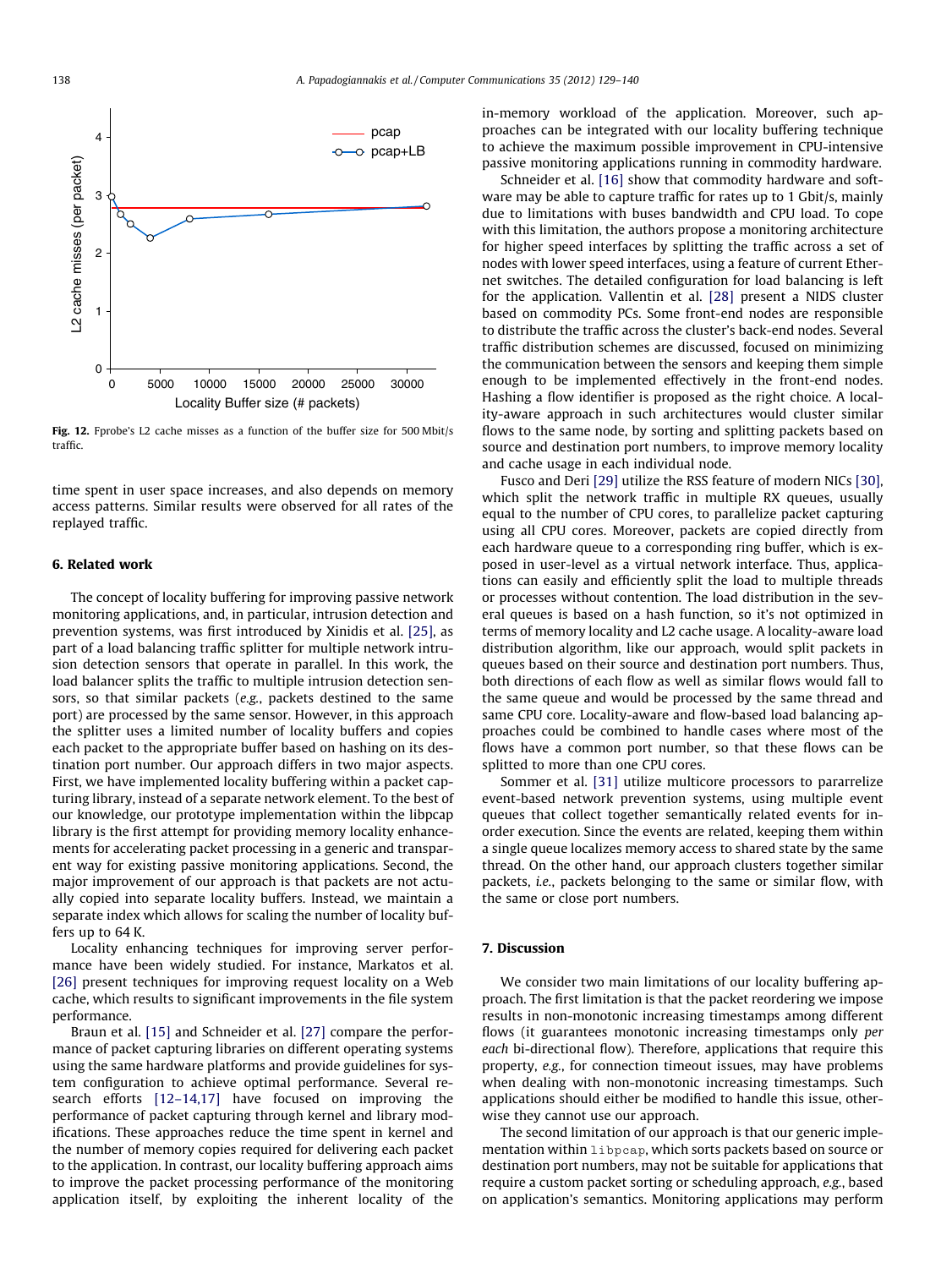Fig. 12. Fprobe's L2 cache misses as a function of the buffer size for 500 Mbit/s traffic.

time spent in user space increases, and also depends on memory access patterns. Similar results were observed for all rates of the replayed traffic.

## 6. Related work

The concept of locality buffering for improving passive network monitoring applications, and, in particular, intrusion detection and prevention systems, was first introduced by Xinidis et al. [25], as part of a load balancing traffic splitter for multiple network intrusion detection sensors that operate in parallel. In this work, the load balancer splits the traffic to multiple intrusion detection sensors, so that similar packets (*e.g.*, packets destined to the same port) are processed by the same sensor. However, in this approach the splitter uses a limited number of locality buffers and copies each packet to the appropriate buffer based on hashing on its destination port number. Our approach differs in two major aspects. First, we have implemented locality buffering within a packet capturing library, instead of a separate network element. To the best of our knowledge, our prototype implementation within the libpcap library is the first attempt for providing memory locality enhancements for accelerating packet processing in a generic and transparent way for existing passive monitoring applications. Second, the major improvement of our approach is that packets are not actually copied into separate locality buffers. Instead, we maintain a separate index which allows for scaling the number of locality buffers up to 64 K.

Locality enhancing techniques for improving server performance have been widely studied. For instance, Markatos et al. [26] present techniques for improving request locality on a Web cache, which results to significant improvements in the file system performance.

Braun et al. [15] and Schneider et al. [27] compare the performance of packet capturing libraries on different operating systems using the same hardware platforms and provide guidelines for system configuration to achieve optimal performance. Several research efforts [12–14,17] have focused on improving the performance of packet capturing through kernel and library modifications. These approaches reduce the time spent in kernel and the number of memory copies required for delivering each packet to the application. In contrast, our locality buffering approach aims to improve the packet processing performance of the monitoring application itself, by exploiting the inherent locality of the in-memory workload of the application. Moreover, such approaches can be integrated with our locality buffering technique to achieve the maximum possible improvement in CPU-intensive passive monitoring applications running in commodity hardware.

Schneider et al. [16] show that commodity hardware and software may be able to capture traffic for rates up to 1 Gbit/s, mainly due to limitations with buses bandwidth and CPU load. To cope with this limitation, the authors propose a monitoring architecture for higher speed interfaces by splitting the traffic across a set of nodes with lower speed interfaces, using a feature of current Ethernet switches. The detailed configuration for load balancing is left for the application. Vallentin et al. [28] present a NIDS cluster based on commodity PCs. Some front-end nodes are responsible to distribute the traffic across the cluster's back-end nodes. Several traffic distribution schemes are discussed, focused on minimizing the communication between the sensors and keeping them simple enough to be implemented effectively in the front-end nodes. Hashing a flow identifier is proposed as the right choice. A locality-aware approach in such architectures would cluster similar flows to the same node, by sorting and splitting packets based on source and destination port numbers, to improve memory locality and cache usage in each individual node.

Fusco and Deri [29] utilize the RSS feature of modern NICs [30], which split the network traffic in multiple RX queues, usually equal to the number of CPU cores, to parallelize packet capturing using all CPU cores. Moreover, packets are copied directly from each hardware queue to a corresponding ring buffer, which is exposed in user-level as a virtual network interface. Thus, applications can easily and efficiently split the load to multiple threads or processes without contention. The load distribution in the several queues is based on a hash function, so it's not optimized in terms of memory locality and L2 cache usage. A locality-aware load distribution algorithm, like our approach, would split packets in queues based on their source and destination port numbers. Thus, both directions of each flow as well as similar flows would fall to the same queue and would be processed by the same thread and same CPU core. Locality-aware and flow-based load balancing approaches could be combined to handle cases where most of the flows have a common port number, so that these flows can be splitted to more than one CPU cores.

Sommer et al. [31] utilize multicore processors to pararrelize event-based network prevention systems, using multiple event queues that collect together semantically related events for in-order execution. Since the events are related, keeping them within a single queue localizes memory access to shared state by the same thread. On the other hand, our approach clusters together similar packets, *i.e.*, packets belonging to the same or similar flow, with the same or close port numbers.

## 7. Discussion

We consider two main limitations of our locality buffering approach. The first limitation is that the packet reordering we impose results in non-monotonic increasing timestamps among different flows (it guarantees monotonic increasing timestamps only *per each* bi-directional flow). Therefore, applications that require this property, *e.g.*, for connection timeout issues, may have problems when dealing with non-monotonic increasing timestamps. Such applications should either be modified to handle this issue, otherwise they cannot use our approach.

The second limitation of our approach is that our generic implementation within `libpcap`, which sorts packets based on source or destination port numbers, may not be suitable for applications that require a custom packet sorting or scheduling approach, *e.g.*, based on application's semantics. Monitoring applications may perform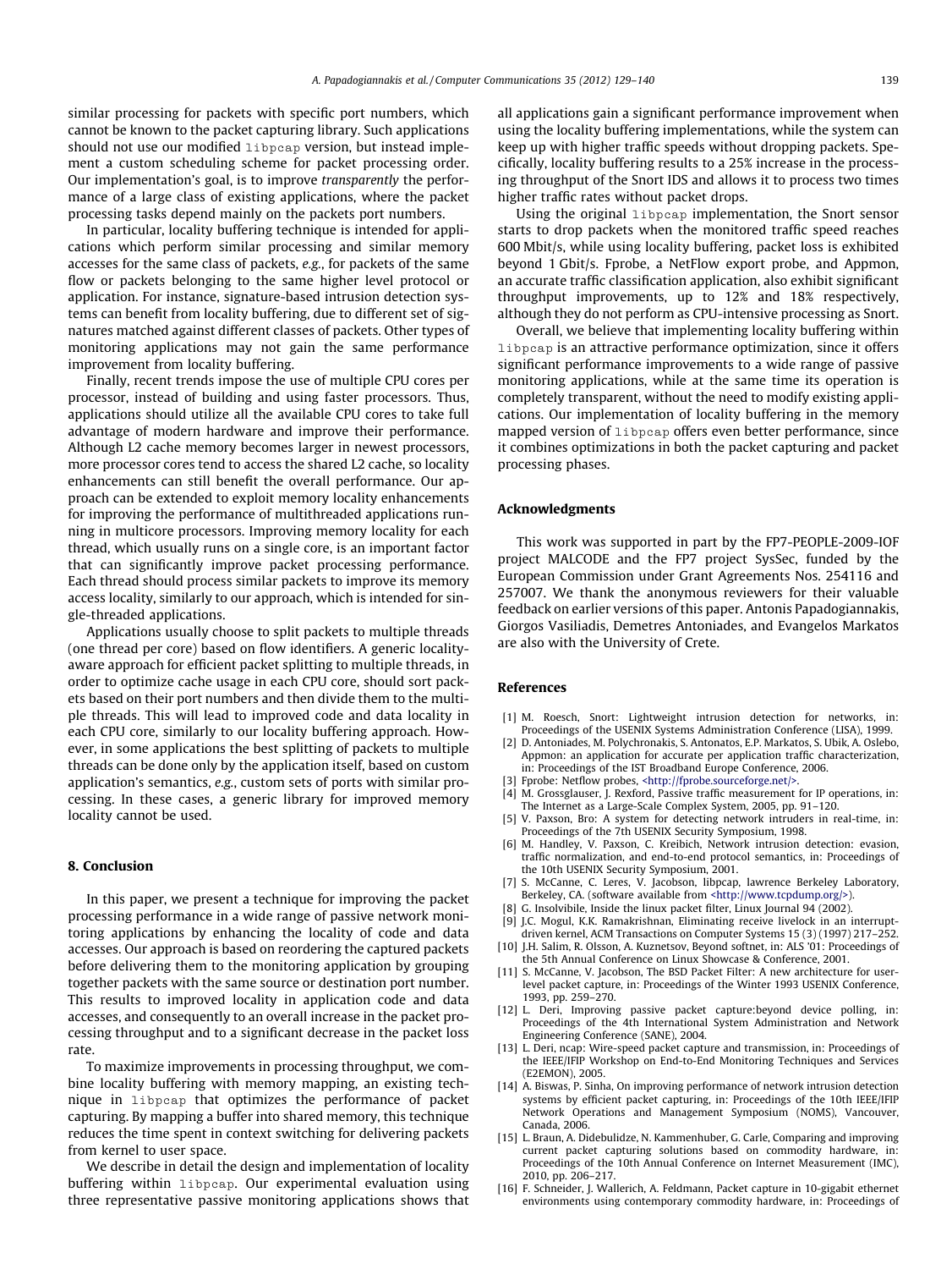similar processing for packets with specific port numbers, which cannot be known to the packet capturing library. Such applications should not use our modified `libpcap` version, but instead implement a custom scheduling scheme for packet processing order. Our implementation's goal, is to improve *transparently* the performance of a large class of existing applications, where the packet processing tasks depend mainly on the packets port numbers.

In particular, locality buffering technique is intended for applications which perform similar processing and similar memory accesses for the same class of packets, *e.g.*, for packets of the same flow or packets belonging to the same higher level protocol or application. For instance, signature-based intrusion detection systems can benefit from locality buffering, due to different set of signatures matched against different classes of packets. Other types of monitoring applications may not gain the same performance improvement from locality buffering.

Finally, recent trends impose the use of multiple CPU cores per processor, instead of building and using faster processors. Thus, applications should utilize all the available CPU cores to take full advantage of modern hardware and improve their performance. Although L2 cache memory becomes larger in newest processors, more processor cores tend to access the shared L2 cache, so locality enhancements can still benefit the overall performance. Our approach can be extended to exploit memory locality enhancements for improving the performance of multithreaded applications running in multicore processors. Improving memory locality for each thread, which usually runs on a single core, is an important factor that can significantly improve packet processing performance. Each thread should process similar packets to improve its memory access locality, similarly to our approach, which is intended for single-threaded applications.

Applications usually choose to split packets to multiple threads (one thread per core) based on flow identifiers. A generic locality-aware approach for efficient packet splitting to multiple threads, in order to optimize cache usage in each CPU core, should sort packets based on their port numbers and then divide them to the multiple threads. This will lead to improved code and data locality in each CPU core, similarly to our locality buffering approach. However, in some applications the best splitting of packets to multiple threads can be done only by the application itself, based on custom application's semantics, *e.g.*, custom sets of ports with similar processing. In these cases, a generic library for improved memory locality cannot be used.

## 8. Conclusion

In this paper, we present a technique for improving the packet processing performance in a wide range of passive network monitoring applications by enhancing the locality of code and data accesses. Our approach is based on reordering the captured packets before delivering them to the monitoring application by grouping together packets with the same source or destination port number. This results to improved locality in application code and data accesses, and consequently to an overall increase in the packet processing throughput and to a significant decrease in the packet loss rate.

To maximize improvements in processing throughput, we combine locality buffering with memory mapping, an existing technique in `libpcap` that optimizes the performance of packet capturing. By mapping a buffer into shared memory, this technique reduces the time spent in context switching for delivering packets from kernel to user space.

We describe in detail the design and implementation of locality buffering within `libpcap`. Our experimental evaluation using three representative passive monitoring applications shows that all applications gain a significant performance improvement when using the locality buffering implementations, while the system can keep up with higher traffic speeds without dropping packets. Specifically, locality buffering results to a 25% increase in the processing throughput of the Snort IDS and allows it to process two times higher traffic rates without packet drops.

Using the original `libpcap` implementation, the Snort sensor starts to drop packets when the monitored traffic speed reaches 600 Mbit/s, while using locality buffering, packet loss is exhibited beyond 1 Gbit/s. Fprobe, a NetFlow export probe, and Appmon, an accurate traffic classification application, also exhibit significant throughput improvements, up to 12% and 18% respectively, although they do not perform as CPU-intensive processing as Snort.

Overall, we believe that implementing locality buffering within `libpcap` is an attractive performance optimization, since it offers significant performance improvements to a wide range of passive monitoring applications, while at the same time its operation is completely transparent, without the need to modify existing applications. Our implementation of locality buffering in the memory mapped version of `libpcap` offers even better performance, since it combines optimizations in both the packet capturing and packet processing phases.

## Acknowledgments

This work was supported in part by the FP7-PEOPLE-2009-IOF project MALCODE and the FP7 project SysSec, funded by the European Commission under Grant Agreements Nos. 254116 and 257007. We thank the anonymous reviewers for their valuable feedback on earlier versions of this paper. Antonis Papadogiannakis, Giorgos Vasiliadis, Demetres Antoniades, and Evangelos Markatos are also with the University of Crete.

## References

[1] M. Roesch, Snort: Lightweight intrusion detection for networks, in: Proceedings of the USENIX Systems Administration Conference (LISA), 1999.

[2] D. Antoniades, M. Polychronakis, S. Antonatos, E.P. Markatos, S. Ubik, A. Oslebo, Appmon: an application for accurate per application traffic characterization, in: Proceedings of the IST Broadband Europe Conference, 2006.

[3] Fprobe: Netflow probes, <http://fprobe.sourceforge.net/>.

[4] M. Grossglauser, J. Rexford, Passive traffic measurement for IP operations, in: The Internet as a Large-Scale Complex System, 2005, pp. 91–120.

[5] V. Paxson, Bro: A system for detecting network intruders in real-time, in: Proceedings of the 7th USENIX Security Symposium, 1998.

[6] M. Handley, V. Paxson, C. Kreibich, Network intrusion detection: evasion, traffic normalization, and end-to-end protocol semantics, in: Proceedings of the 10th USENIX Security Symposium, 2001.

[7] S. McCanne, C. Leres, V. Jacobson, libpcap, lawrence Berkeley Laboratory, Berkeley, CA. (software available from <http://www.tcpdump.org/>).

[8] G. Insolvibile, Inside the linux packet filter, Linux Journal 94 (2002).

[9] J.C. Mogul, K.K. Ramakrishnan, Eliminating receive livelock in an interrupt-driven kernel, ACM Transactions on Computer Systems 15 (3) (1997) 217–252.

[10] J.H. Salim, R. Olsson, A. Kuznetsov, Beyond softnet, in: ALS '01: Proceedings of the 5th Annual Conference on Linux Showcase & Conference, 2001.

[11] S. McCanne, V. Jacobson, The BSD Packet Filter: A new architecture for user-level packet capture, in: Proceedings of the Winter 1993 USENIX Conference, 1993, pp. 259–270.

[12] L. Deri, Improving passive packet capture:beyond device polling, in: Proceedings of the 4th International System Administration and Network Engineering Conference (SANE), 2004.

[13] L. Deri, ncap: Wire-speed packet capture and transmission, in: Proceedings of the IEEE/IFIP Workshop on End-to-End Monitoring Techniques and Services (E2EMON), 2005.

[14] A. Biswas, P. Sinha, On improving performance of network intrusion detection systems by efficient packet capturing, in: Proceedings of the 10th IEEE/IFIP Network Operations and Management Symposium (NOMS), Vancouver, Canada, 2006.

[15] L. Braun, A. Didebulidze, N. Kammenhuber, G. Carle, Comparing and improving current packet capturing solutions based on commodity hardware, in: Proceedings of the 10th Annual Conference on Internet Measurement (IMC), 2010, pp. 206–217.

[16] F. Schneider, J. Wallerich, A. Feldmann, Packet capture in 10-gigabit ethernet environments using contemporary commodity hardware, in: Proceedings of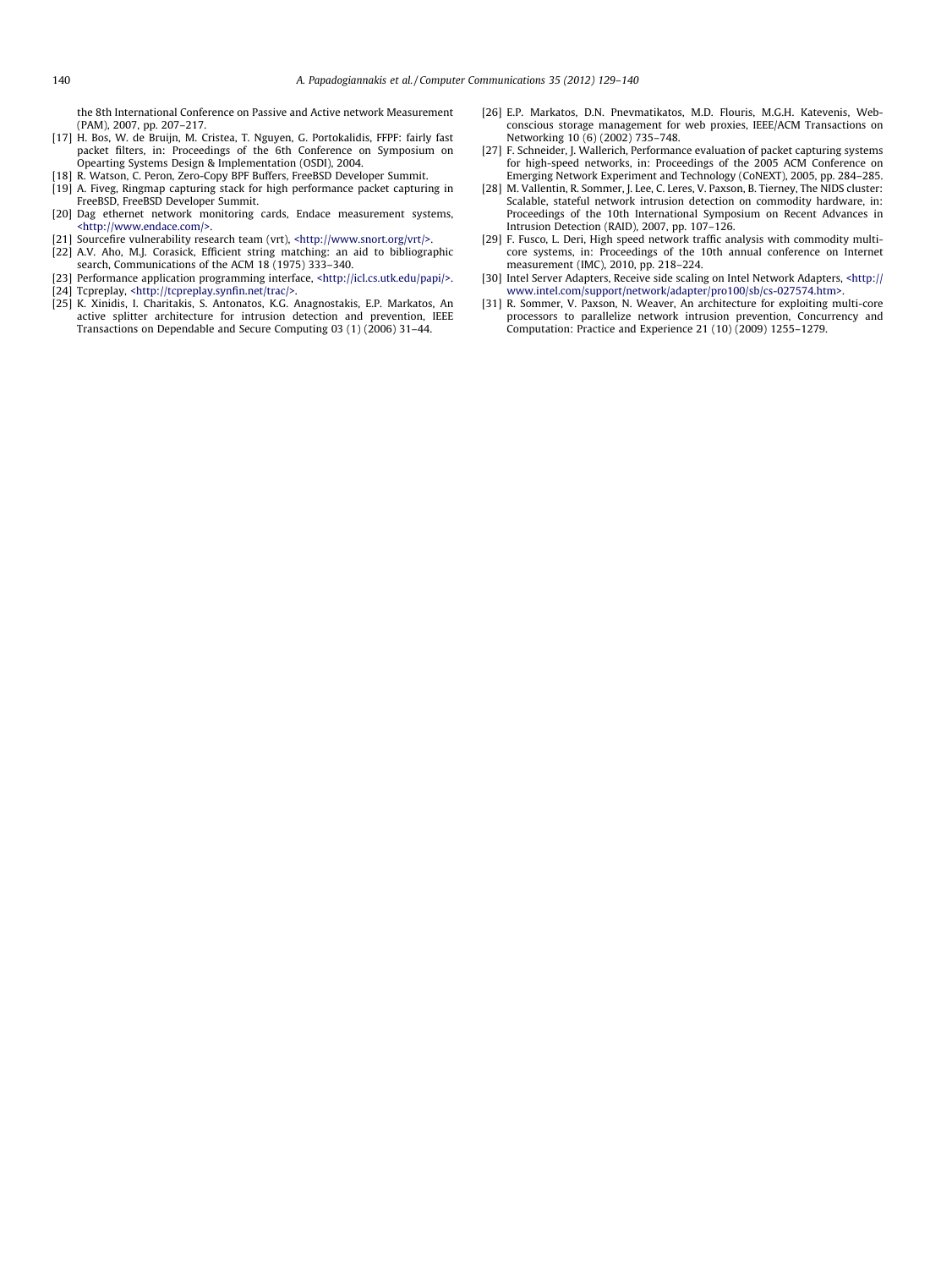the 8th International Conference on Passive and Active network Measurement (PAM), 2007, pp. 207–217.

[17] H. Bos, W. de Bruijn, M. Cristea, T. Nguyen, G. Portokalidis, FFPF: fairly fast packet filters, in: Proceedings of the 6th Conference on Symposium on Opearting Systems Design & Implementation (OSDI), 2004.

[18] R. Watson, C. Peron, Zero-Copy BPF Buffers, FreeBSD Developer Summit.

[19] A. Fiveg, Ringmap capturing stack for high performance packet capturing in FreeBSD, FreeBSD Developer Summit.

[20] Dag ethernet network monitoring cards, Endace measurement systems, <http://www.endace.com/>.

[21] Sourcefire vulnerability research team (vrt), <http://www.snort.org/vrt/>.

[22] A.V. Aho, M.J. Corasick, Efficient string matching: an aid to bibliographic search, Communications of the ACM 18 (1975) 333–340.

[23] Performance application programming interface, <http://icl.cs.utk.edu/papi/>.

[24] Tcpreplay, <http://tcpreplay.synfin.net/trac/>.

[25] K. Xinidis, I. Charitakis, S. Antonatos, K.G. Anagnostakis, E.P. Markatos, An active splitter architecture for intrusion detection and prevention, IEEE Transactions on Dependable and Secure Computing 03 (1) (2006) 31–44.

[26] E.P. Markatos, D.N. Pnevmatikatos, M.D. Flouris, M.G.H. Katevenis, Web-conscious storage management for web proxies, IEEE/ACM Transactions on Networking 10 (6) (2002) 735–748.

[27] F. Schneider, J. Wallerich, Performance evaluation of packet capturing systems for high-speed networks, in: Proceedings of the 2005 ACM Conference on Emerging Network Experiment and Technology (CoNEXT), 2005, pp. 284–285.

[28] M. Vallentin, R. Sommer, J. Lee, C. Leres, V. Paxson, B. Tierney, The NIDS cluster: Scalable, stateful network intrusion detection on commodity hardware, in: Proceedings of the 10th International Symposium on Recent Advances in Intrusion Detection (RAID), 2007, pp. 107–126.

[29] F. Fusco, L. Deri, High speed network traffic analysis with commodity multi-core systems, in: Proceedings of the 10th annual conference on Internet measurement (IMC), 2010, pp. 218–224.

[30] Intel Server Adapters, Receive side scaling on Intel Network Adapters, <http://www.intel.com/support/network/adapter/pro100/sb/cs-027574.htm>.

[31] R. Sommer, V. Paxson, N. Weaver, An architecture for exploiting multi-core processors to parallelize network intrusion prevention, Concurrency and Computation: Practice and Experience 21 (10) (2009) 1255–1279.